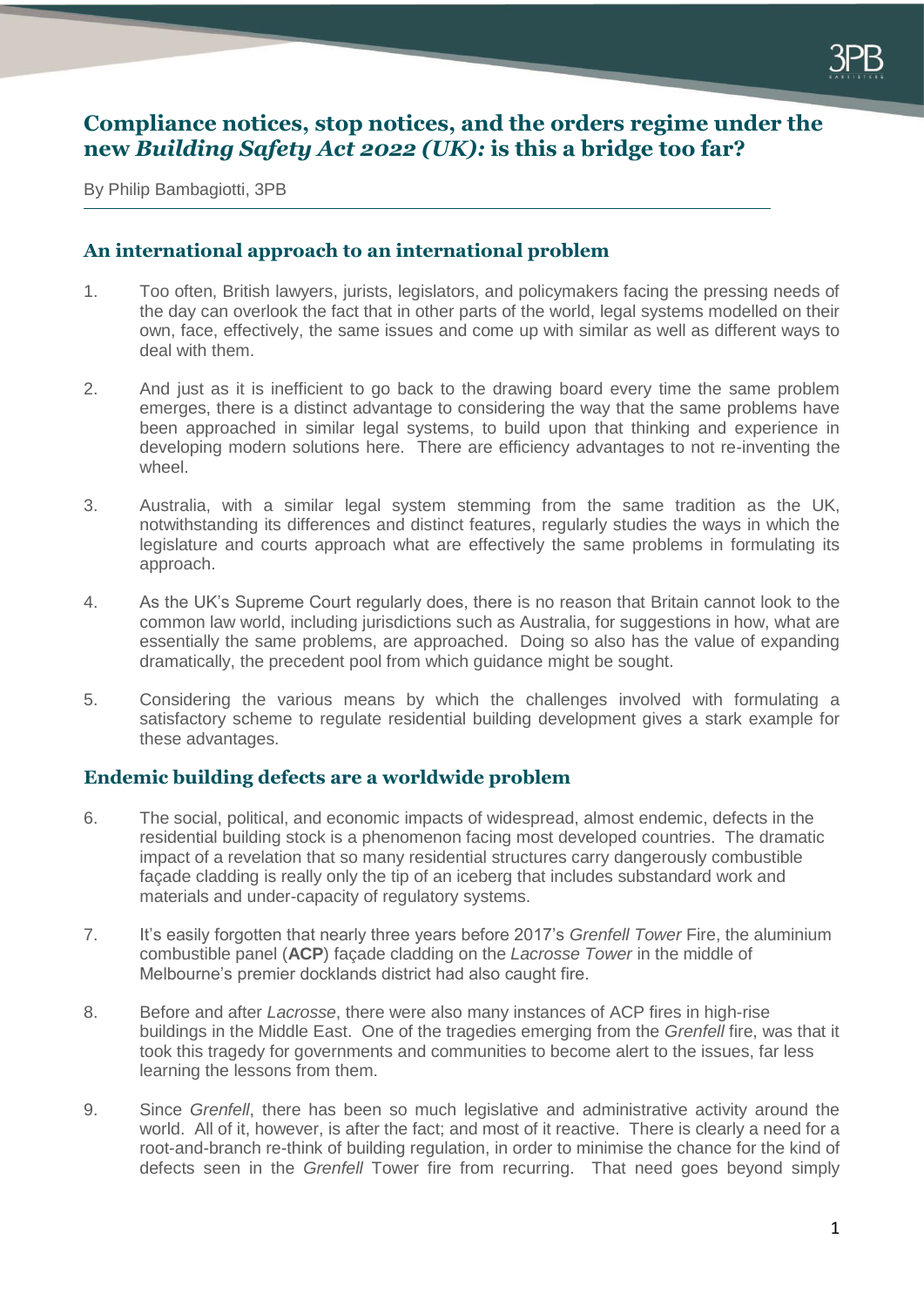# Compliance notices, stop notices, and the orders regime under the new *Building Safety Act 2022 (UK):* is this a bridge too far?

By Philip Bambagiotti, 3PB

## An international approach to an international problem

1. Too often, British lawyers, jurists, legislators, and policymakers facing the pressing needs of the day can overlook the fact that in other parts of the world, legal systems modelled on their own, face, effectively, the same issues and come up with similar as well as different ways to deal with them.

2. And just as it is inefficient to go back to the drawing board every time the same problem emerges, there is a distinct advantage to considering the way that the same problems have been approached in similar legal systems, to build upon that thinking and experience in developing modern solutions here. There are efficiency advantages to not re-inventing the wheel.

3. Australia, with a similar legal system stemming from the same tradition as the UK, notwithstanding its differences and distinct features, regularly studies the ways in which the legislature and courts approach what are effectively the same problems in formulating its approach.

4. As the UK's Supreme Court regularly does, there is no reason that Britain cannot look to the common law world, including jurisdictions such as Australia, for suggestions in how, what are essentially the same problems, are approached. Doing so also has the value of expanding dramatically, the precedent pool from which guidance might be sought.

5. Considering the various means by which the challenges involved with formulating a satisfactory scheme to regulate residential building development gives a stark example for these advantages.

## Endemic building defects are a worldwide problem

6. The social, political, and economic impacts of widespread, almost endemic, defects in the residential building stock is a phenomenon facing most developed countries. The dramatic impact of a revelation that so many residential structures carry dangerously combustible façade cladding is really only the tip of an iceberg that includes substandard work and materials and under-capacity of regulatory systems.

7. It's easily forgotten that nearly three years before 2017's *Grenfell Tower* Fire, the aluminium combustible panel (**ACP**) façade cladding on the *Lacrosse Tower* in the middle of Melbourne's premier docklands district had also caught fire.

8. Before and after *Lacrosse*, there were also many instances of ACP fires in high-rise buildings in the Middle East. One of the tragedies emerging from the *Grenfell* fire, was that it took this tragedy for governments and communities to become alert to the issues, far less learning the lessons from them.

9. Since *Grenfell*, there has been so much legislative and administrative activity around the world. All of it, however, is after the fact; and most of it reactive. There is clearly a need for a root-and-branch re-think of building regulation, in order to minimise the chance for the kind of defects seen in the *Grenfell* Tower fire from recurring. That need goes beyond simply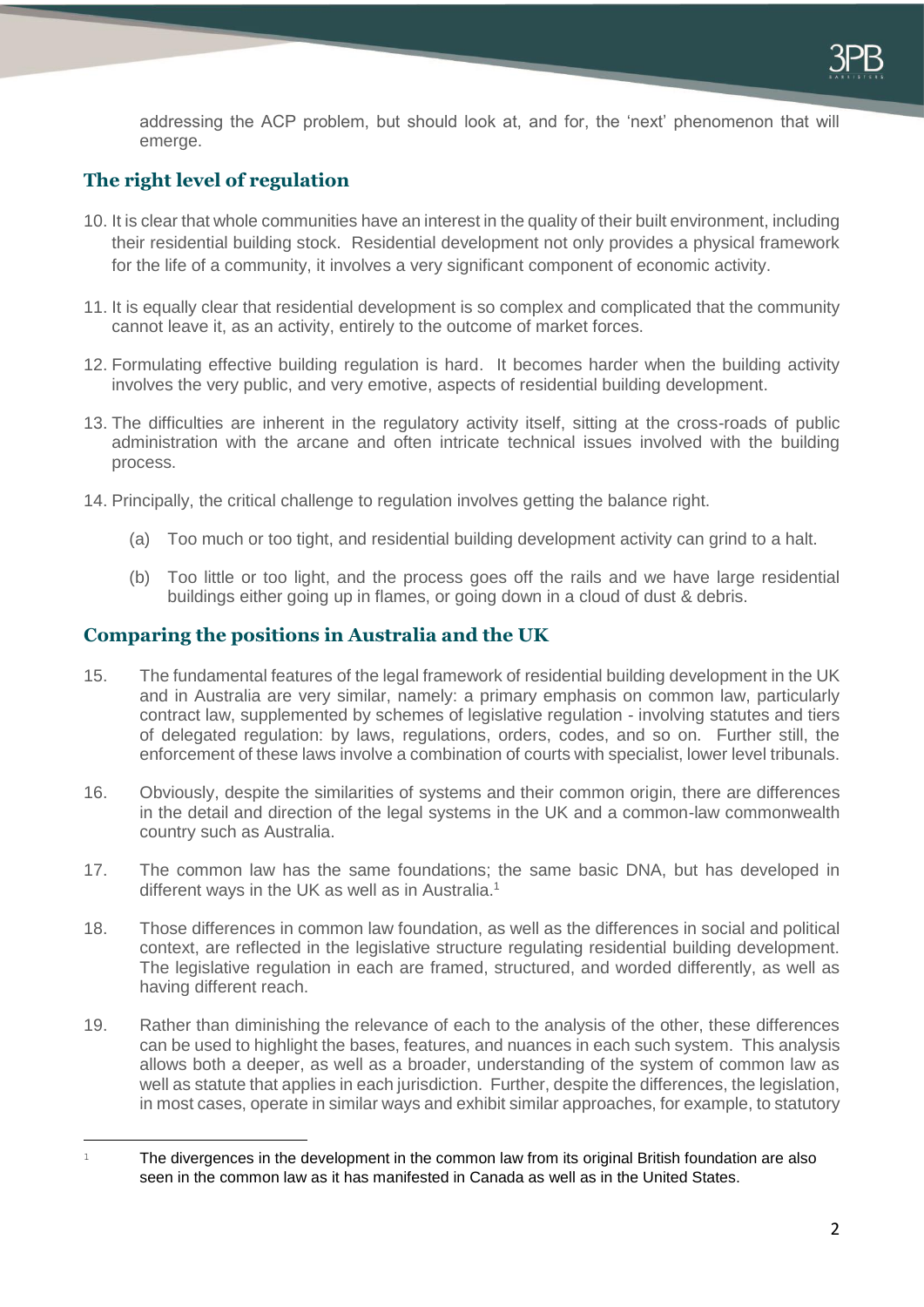addressing the ACP problem, but should look at, and for, the 'next' phenomenon that will emerge.

## The right level of regulation

10. It is clear that whole communities have an interest in the quality of their built environment, including their residential building stock. Residential development not only provides a physical framework for the life of a community, it involves a very significant component of economic activity.

11. It is equally clear that residential development is so complex and complicated that the community cannot leave it, as an activity, entirely to the outcome of market forces.

12. Formulating effective building regulation is hard. It becomes harder when the building activity involves the very public, and very emotive, aspects of residential building development.

13. The difficulties are inherent in the regulatory activity itself, sitting at the cross-roads of public administration with the arcane and often intricate technical issues involved with the building process.

14. Principally, the critical challenge to regulation involves getting the balance right.

    (a) Too much or too tight, and residential building development activity can grind to a halt.

    (b) Too little or too light, and the process goes off the rails and we have large residential buildings either going up in flames, or going down in a cloud of dust & debris.

## Comparing the positions in Australia and the UK

15. The fundamental features of the legal framework of residential building development in the UK and in Australia are very similar, namely: a primary emphasis on common law, particularly contract law, supplemented by schemes of legislative regulation - involving statutes and tiers of delegated regulation: by laws, regulations, orders, codes, and so on. Further still, the enforcement of these laws involve a combination of courts with specialist, lower level tribunals.

16. Obviously, despite the similarities of systems and their common origin, there are differences in the detail and direction of the legal systems in the UK and a common-law commonwealth country such as Australia.

17. The common law has the same foundations; the same basic DNA, but has developed in different ways in the UK as well as in Australia.[1]

18. Those differences in common law foundation, as well as the differences in social and political context, are reflected in the legislative structure regulating residential building development. The legislative regulation in each are framed, structured, and worded differently, as well as having different reach.

19. Rather than diminishing the relevance of each to the analysis of the other, these differences can be used to highlight the bases, features, and nuances in each such system. This analysis allows both a deeper, as well as a broader, understanding of the system of common law as well as statute that applies in each jurisdiction. Further, despite the differences, the legislation, in most cases, operate in similar ways and exhibit similar approaches, for example, to statutory

---

[1] The divergences in the development in the common law from its original British foundation are also seen in the common law as it has manifested in Canada as well as in the United States.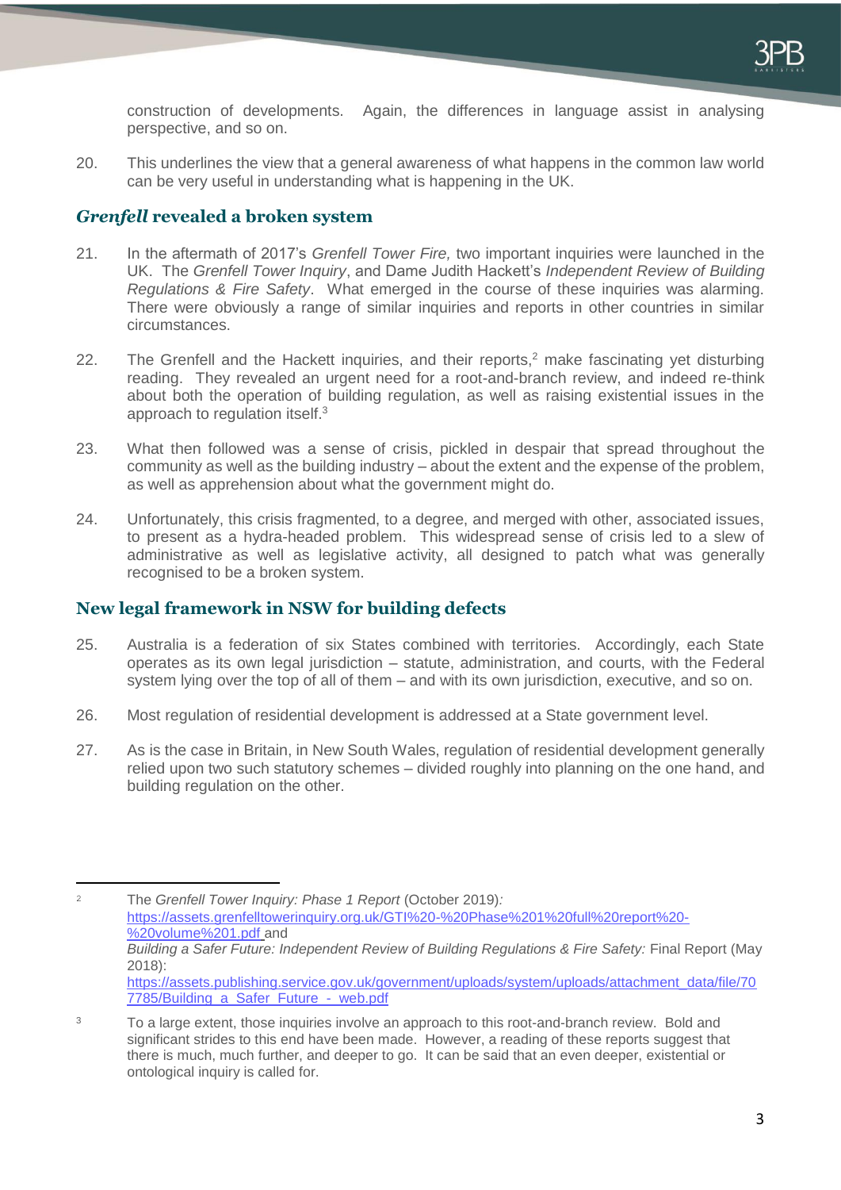construction of developments. Again, the differences in language assist in analysing perspective, and so on.

20. This underlines the view that a general awareness of what happens in the common law world can be very useful in understanding what is happening in the UK.

## *Grenfell* revealed a broken system

21. In the aftermath of 2017's *Grenfell Tower Fire,* two important inquiries were launched in the UK. The *Grenfell Tower Inquiry*, and Dame Judith Hackett's *Independent Review of Building Regulations & Fire Safety*. What emerged in the course of these inquiries was alarming. There were obviously a range of similar inquiries and reports in other countries in similar circumstances.

22. The Grenfell and the Hackett inquiries, and their reports,[2] make fascinating yet disturbing reading. They revealed an urgent need for a root-and-branch review, and indeed re-think about both the operation of building regulation, as well as raising existential issues in the approach to regulation itself.[3]

23. What then followed was a sense of crisis, pickled in despair that spread throughout the community as well as the building industry – about the extent and the expense of the problem, as well as apprehension about what the government might do.

24. Unfortunately, this crisis fragmented, to a degree, and merged with other, associated issues, to present as a hydra-headed problem. This widespread sense of crisis led to a slew of administrative as well as legislative activity, all designed to patch what was generally recognised to be a broken system.

## New legal framework in NSW for building defects

25. Australia is a federation of six States combined with territories. Accordingly, each State operates as its own legal jurisdiction – statute, administration, and courts, with the Federal system lying over the top of all of them – and with its own jurisdiction, executive, and so on.

26. Most regulation of residential development is addressed at a State government level.

27. As is the case in Britain, in New South Wales, regulation of residential development generally relied upon two such statutory schemes – divided roughly into planning on the one hand, and building regulation on the other.

---

[2] The *Grenfell Tower Inquiry: Phase 1 Report* (October 2019): https://assets.grenfelltowerinquiry.org.uk/GTI%20-%20Phase%201%20full%20report%20-%20volume%201.pdf and *Building a Safer Future: Independent Review of Building Regulations & Fire Safety:* Final Report (May 2018): https://assets.publishing.service.gov.uk/government/uploads/system/uploads/attachment_data/file/707785/Building_a_Safer_Future_-_web.pdf

[3] To a large extent, those inquiries involve an approach to this root-and-branch review. Bold and significant strides to this end have been made. However, a reading of these reports suggest that there is much, much further, and deeper to go. It can be said that an even deeper, existential or ontological inquiry is called for.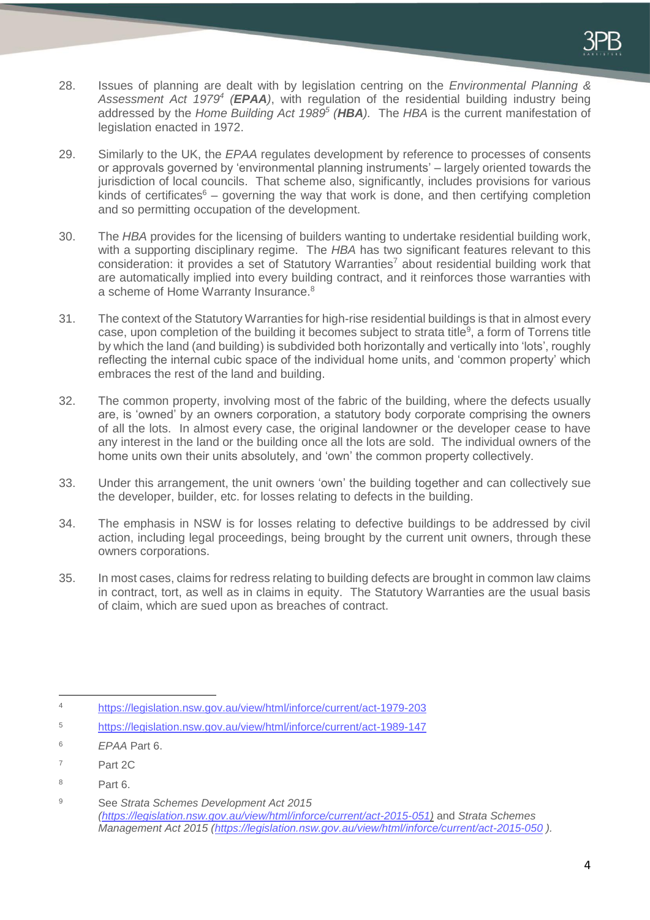28. Issues of planning are dealt with by legislation centring on the *Environmental Planning & Assessment Act 1979*[4] (***EPAA***), with regulation of the residential building industry being addressed by the *Home Building Act 1989*[5] (***HBA***). The *HBA* is the current manifestation of legislation enacted in 1972.

29. Similarly to the UK, the *EPAA* regulates development by reference to processes of consents or approvals governed by 'environmental planning instruments' – largely oriented towards the jurisdiction of local councils. That scheme also, significantly, includes provisions for various kinds of certificates[6] – governing the way that work is done, and then certifying completion and so permitting occupation of the development.

30. The *HBA* provides for the licensing of builders wanting to undertake residential building work, with a supporting disciplinary regime. The *HBA* has two significant features relevant to this consideration: it provides a set of Statutory Warranties[7] about residential building work that are automatically implied into every building contract, and it reinforces those warranties with a scheme of Home Warranty Insurance.[8]

31. The context of the Statutory Warranties for high-rise residential buildings is that in almost every case, upon completion of the building it becomes subject to strata title[9], a form of Torrens title by which the land (and building) is subdivided both horizontally and vertically into 'lots', roughly reflecting the internal cubic space of the individual home units, and 'common property' which embraces the rest of the land and building.

32. The common property, involving most of the fabric of the building, where the defects usually are, is 'owned' by an owners corporation, a statutory body corporate comprising the owners of all the lots. In almost every case, the original landowner or the developer cease to have any interest in the land or the building once all the lots are sold. The individual owners of the home units own their units absolutely, and 'own' the common property collectively.

33. Under this arrangement, the unit owners 'own' the building together and can collectively sue the developer, builder, etc. for losses relating to defects in the building.

34. The emphasis in NSW is for losses relating to defective buildings to be addressed by civil action, including legal proceedings, being brought by the current unit owners, through these owners corporations.

35. In most cases, claims for redress relating to building defects are brought in common law claims in contract, tort, as well as in claims in equity. The Statutory Warranties are the usual basis of claim, which are sued upon as breaches of contract.

---

[4] https://legislation.nsw.gov.au/view/html/inforce/current/act-1979-203

[5] https://legislation.nsw.gov.au/view/html/inforce/current/act-1989-147

[6] *EPAA* Part 6.

[7] Part 2C

[8] Part 6.

[9] See *Strata Schemes Development Act 2015 (https://legislation.nsw.gov.au/view/html/inforce/current/act-2015-051)* and *Strata Schemes Management Act 2015 (https://legislation.nsw.gov.au/view/html/inforce/current/act-2015-050 ).*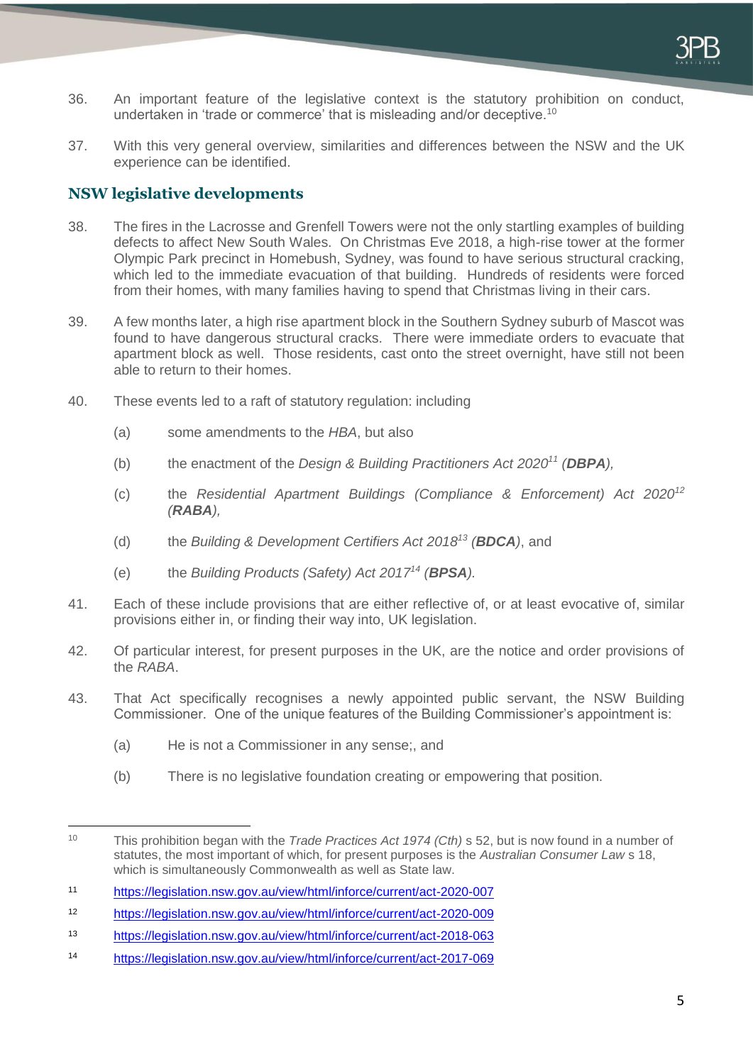36. An important feature of the legislative context is the statutory prohibition on conduct, undertaken in 'trade or commerce' that is misleading and/or deceptive.[10]

37. With this very general overview, similarities and differences between the NSW and the UK experience can be identified.

## NSW legislative developments

38. The fires in the Lacrosse and Grenfell Towers were not the only startling examples of building defects to affect New South Wales. On Christmas Eve 2018, a high-rise tower at the former Olympic Park precinct in Homebush, Sydney, was found to have serious structural cracking, which led to the immediate evacuation of that building. Hundreds of residents were forced from their homes, with many families having to spend that Christmas living in their cars.

39. A few months later, a high rise apartment block in the Southern Sydney suburb of Mascot was found to have dangerous structural cracks. There were immediate orders to evacuate that apartment block as well. Those residents, cast onto the street overnight, have still not been able to return to their homes.

40. These events led to a raft of statutory regulation: including

    (a) some amendments to the *HBA*, but also

    (b) the enactment of the *Design & Building Practitioners Act 2020*[11] *(**DBPA**),*

    (c) the *Residential Apartment Buildings (Compliance & Enforcement) Act 2020*[12] *(**RABA**),*

    (d) the *Building & Development Certifiers Act 2018*[13] *(**BDCA**)*, and

    (e) the *Building Products (Safety) Act 2017*[14] *(**BPSA**).*

41. Each of these include provisions that are either reflective of, or at least evocative of, similar provisions either in, or finding their way into, UK legislation.

42. Of particular interest, for present purposes in the UK, are the notice and order provisions of the *RABA*.

43. That Act specifically recognises a newly appointed public servant, the NSW Building Commissioner. One of the unique features of the Building Commissioner's appointment is:

    (a) He is not a Commissioner in any sense;, and

    (b) There is no legislative foundation creating or empowering that position.

---

[10] This prohibition began with the *Trade Practices Act 1974 (Cth)* s 52, but is now found in a number of statutes, the most important of which, for present purposes is the *Australian Consumer Law* s 18, which is simultaneously Commonwealth as well as State law.

[11] https://legislation.nsw.gov.au/view/html/inforce/current/act-2020-007

[12] https://legislation.nsw.gov.au/view/html/inforce/current/act-2020-009

[13] https://legislation.nsw.gov.au/view/html/inforce/current/act-2018-063

[14] https://legislation.nsw.gov.au/view/html/inforce/current/act-2017-069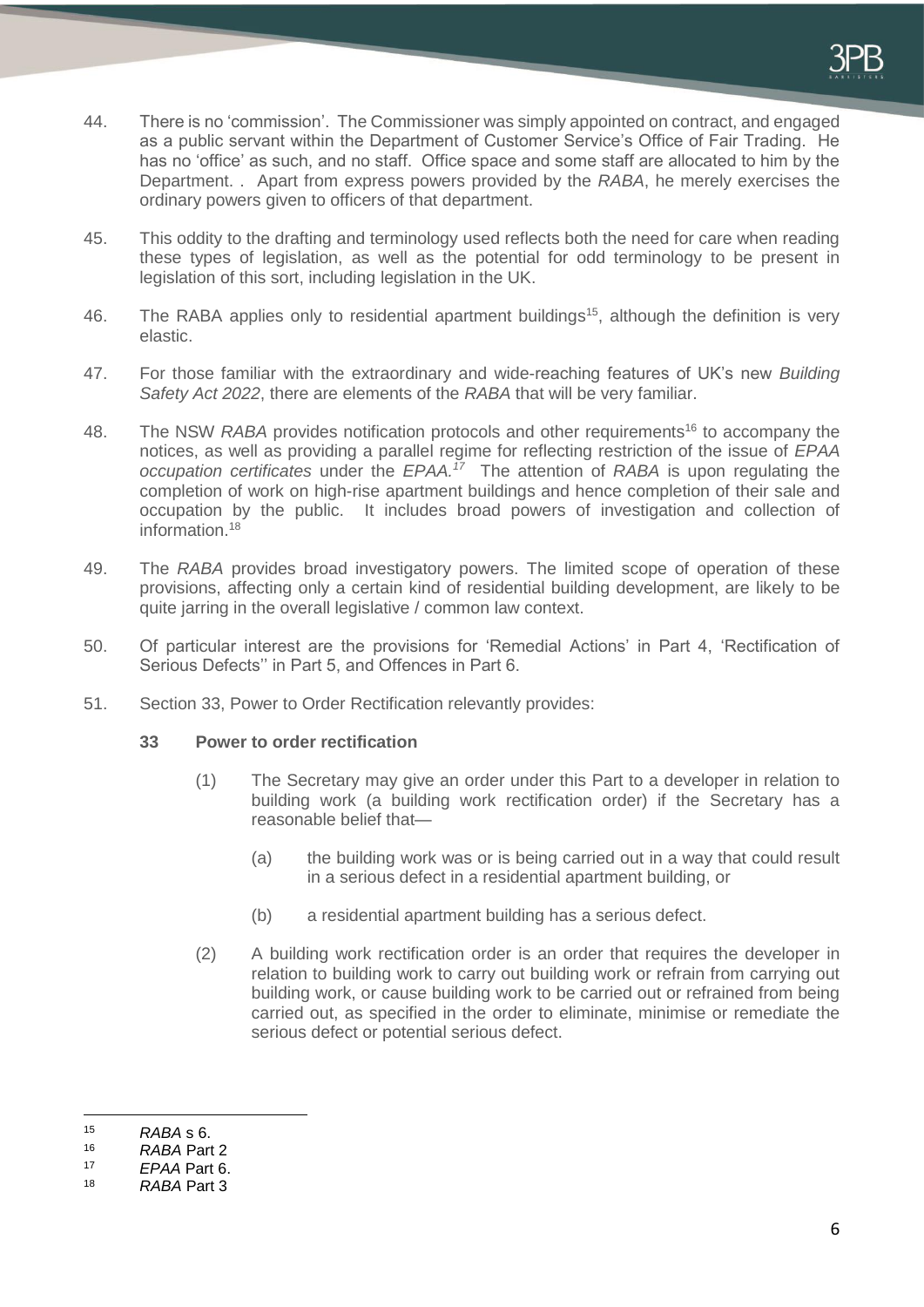44. There is no 'commission'. The Commissioner was simply appointed on contract, and engaged as a public servant within the Department of Customer Service's Office of Fair Trading. He has no 'office' as such, and no staff. Office space and some staff are allocated to him by the Department. . Apart from express powers provided by the *RABA*, he merely exercises the ordinary powers given to officers of that department.

45. This oddity to the drafting and terminology used reflects both the need for care when reading these types of legislation, as well as the potential for odd terminology to be present in legislation of this sort, including legislation in the UK.

46. The RABA applies only to residential apartment buildings[15], although the definition is very elastic.

47. For those familiar with the extraordinary and wide-reaching features of UK's new *Building Safety Act 2022*, there are elements of the *RABA* that will be very familiar.

48. The NSW *RABA* provides notification protocols and other requirements[16] to accompany the notices, as well as providing a parallel regime for reflecting restriction of the issue of *EPAA occupation certificates* under the *EPAA.*[17] The attention of *RABA* is upon regulating the completion of work on high-rise apartment buildings and hence completion of their sale and occupation by the public. It includes broad powers of investigation and collection of information.[18]

49. The *RABA* provides broad investigatory powers. The limited scope of operation of these provisions, affecting only a certain kind of residential building development, are likely to be quite jarring in the overall legislative / common law context.

50. Of particular interest are the provisions for 'Remedial Actions' in Part 4, 'Rectification of Serious Defects'' in Part 5, and Offences in Part 6.

51. Section 33, Power to Order Rectification relevantly provides:

**33 Power to order rectification**

(1) The Secretary may give an order under this Part to a developer in relation to building work (a building work rectification order) if the Secretary has a reasonable belief that—

(a) the building work was or is being carried out in a way that could result in a serious defect in a residential apartment building, or

(b) a residential apartment building has a serious defect.

(2) A building work rectification order is an order that requires the developer in relation to building work to carry out building work or refrain from carrying out building work, or cause building work to be carried out or refrained from being carried out, as specified in the order to eliminate, minimise or remediate the serious defect or potential serious defect.

---

15 *RABA* s 6.

16 *RABA* Part 2

17 *EPAA* Part 6.

18 *RABA* Part 3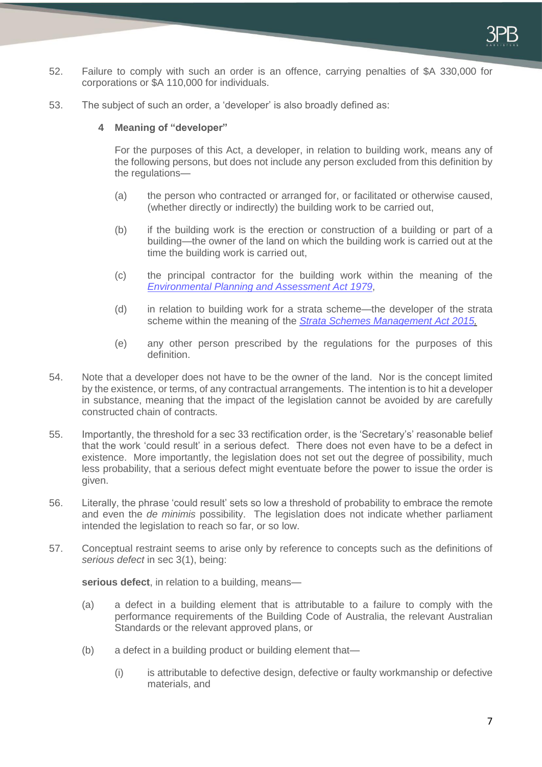52. Failure to comply with such an order is an offence, carrying penalties of $A 330,000 for corporations or $A 110,000 for individuals.

53. The subject of such an order, a 'developer' is also broadly defined as:

   **4 Meaning of "developer"**

   For the purposes of this Act, a developer, in relation to building work, means any of the following persons, but does not include any person excluded from this definition by the regulations—

   (a) the person who contracted or arranged for, or facilitated or otherwise caused, (whether directly or indirectly) the building work to be carried out,

   (b) if the building work is the erection or construction of a building or part of a building—the owner of the land on which the building work is carried out at the time the building work is carried out,

   (c) the principal contractor for the building work within the meaning of the *Environmental Planning and Assessment Act 1979*,

   (d) in relation to building work for a strata scheme—the developer of the strata scheme within the meaning of the *Strata Schemes Management Act 2015*,

   (e) any other person prescribed by the regulations for the purposes of this definition.

54. Note that a developer does not have to be the owner of the land. Nor is the concept limited by the existence, or terms, of any contractual arrangements. The intention is to hit a developer in substance, meaning that the impact of the legislation cannot be avoided by are carefully constructed chain of contracts.

55. Importantly, the threshold for a sec 33 rectification order, is the 'Secretary's' reasonable belief that the work 'could result' in a serious defect. There does not even have to be a defect in existence. More importantly, the legislation does not set out the degree of possibility, much less probability, that a serious defect might eventuate before the power to issue the order is given.

56. Literally, the phrase 'could result' sets so low a threshold of probability to embrace the remote and even the *de minimis* possibility. The legislation does not indicate whether parliament intended the legislation to reach so far, or so low.

57. Conceptual restraint seems to arise only by reference to concepts such as the definitions of *serious defect* in sec 3(1), being:

   **serious defect**, in relation to a building, means—

   (a) a defect in a building element that is attributable to a failure to comply with the performance requirements of the Building Code of Australia, the relevant Australian Standards or the relevant approved plans, or

   (b) a defect in a building product or building element that—

      (i) is attributable to defective design, defective or faulty workmanship or defective materials, and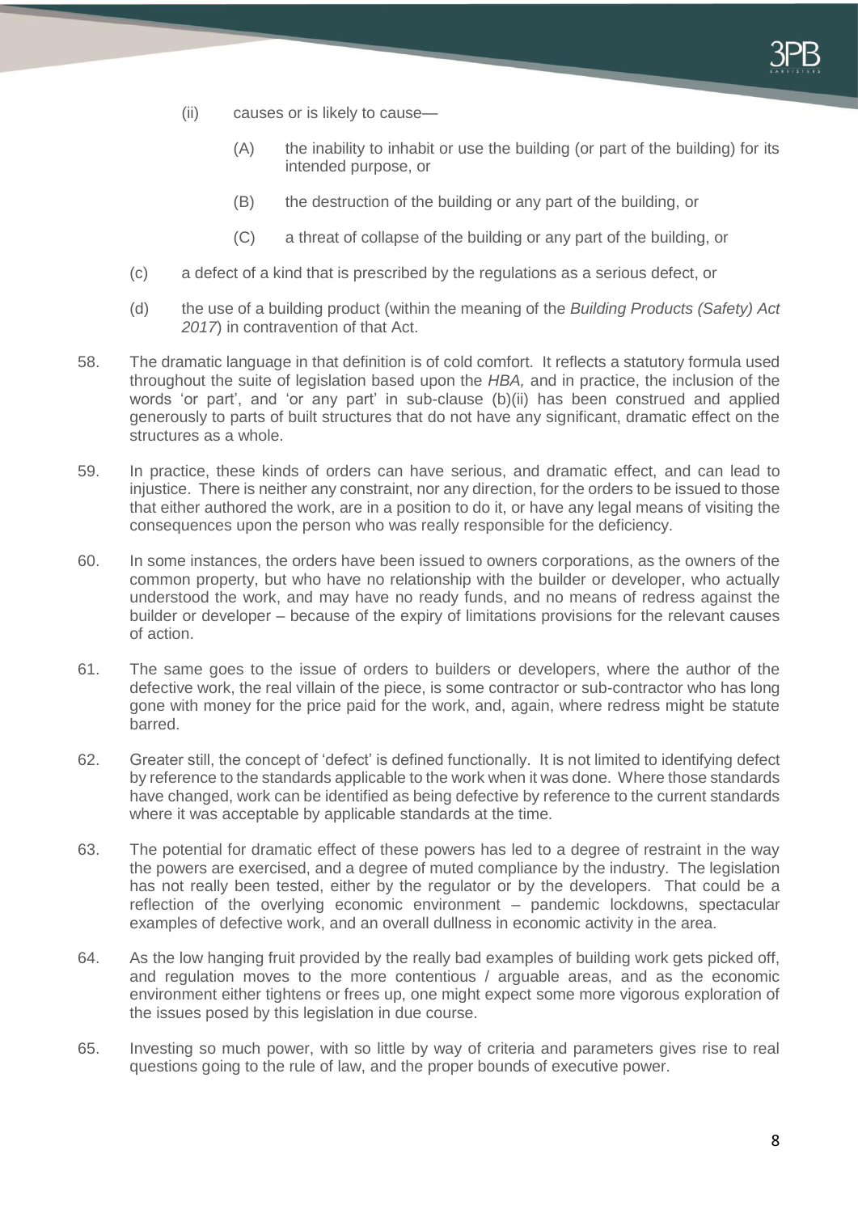(ii) causes or is likely to cause—

(A) the inability to inhabit or use the building (or part of the building) for its intended purpose, or

(B) the destruction of the building or any part of the building, or

(C) a threat of collapse of the building or any part of the building, or

(c) a defect of a kind that is prescribed by the regulations as a serious defect, or

(d) the use of a building product (within the meaning of the *Building Products (Safety) Act 2017*) in contravention of that Act.

58. The dramatic language in that definition is of cold comfort. It reflects a statutory formula used throughout the suite of legislation based upon the *HBA,* and in practice, the inclusion of the words 'or part', and 'or any part' in sub-clause (b)(ii) has been construed and applied generously to parts of built structures that do not have any significant, dramatic effect on the structures as a whole.

59. In practice, these kinds of orders can have serious, and dramatic effect, and can lead to injustice. There is neither any constraint, nor any direction, for the orders to be issued to those that either authored the work, are in a position to do it, or have any legal means of visiting the consequences upon the person who was really responsible for the deficiency.

60. In some instances, the orders have been issued to owners corporations, as the owners of the common property, but who have no relationship with the builder or developer, who actually understood the work, and may have no ready funds, and no means of redress against the builder or developer – because of the expiry of limitations provisions for the relevant causes of action.

61. The same goes to the issue of orders to builders or developers, where the author of the defective work, the real villain of the piece, is some contractor or sub-contractor who has long gone with money for the price paid for the work, and, again, where redress might be statute barred.

62. Greater still, the concept of 'defect' is defined functionally. It is not limited to identifying defect by reference to the standards applicable to the work when it was done. Where those standards have changed, work can be identified as being defective by reference to the current standards where it was acceptable by applicable standards at the time.

63. The potential for dramatic effect of these powers has led to a degree of restraint in the way the powers are exercised, and a degree of muted compliance by the industry. The legislation has not really been tested, either by the regulator or by the developers. That could be a reflection of the overlying economic environment – pandemic lockdowns, spectacular examples of defective work, and an overall dullness in economic activity in the area.

64. As the low hanging fruit provided by the really bad examples of building work gets picked off, and regulation moves to the more contentious / arguable areas, and as the economic environment either tightens or frees up, one might expect some more vigorous exploration of the issues posed by this legislation in due course.

65. Investing so much power, with so little by way of criteria and parameters gives rise to real questions going to the rule of law, and the proper bounds of executive power.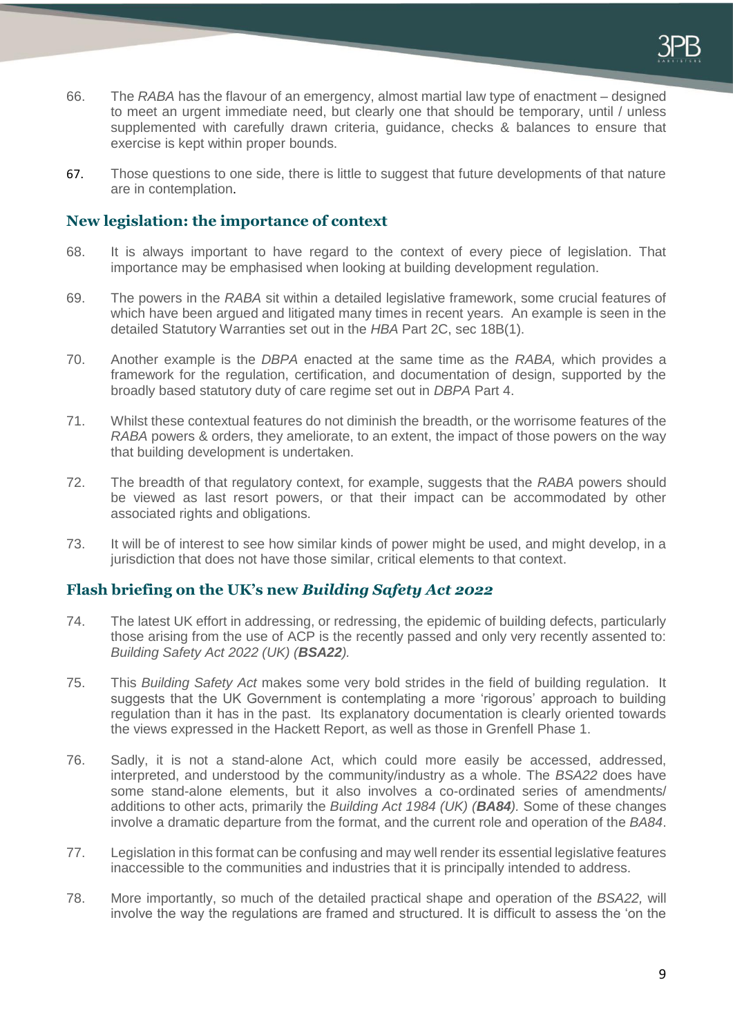66. The *RABA* has the flavour of an emergency, almost martial law type of enactment – designed to meet an urgent immediate need, but clearly one that should be temporary, until / unless supplemented with carefully drawn criteria, guidance, checks & balances to ensure that exercise is kept within proper bounds.

67. Those questions to one side, there is little to suggest that future developments of that nature are in contemplation.

## New legislation: the importance of context

68. It is always important to have regard to the context of every piece of legislation. That importance may be emphasised when looking at building development regulation.

69. The powers in the *RABA* sit within a detailed legislative framework, some crucial features of which have been argued and litigated many times in recent years. An example is seen in the detailed Statutory Warranties set out in the *HBA* Part 2C, sec 18B(1).

70. Another example is the *DBPA* enacted at the same time as the *RABA,* which provides a framework for the regulation, certification, and documentation of design, supported by the broadly based statutory duty of care regime set out in *DBPA* Part 4.

71. Whilst these contextual features do not diminish the breadth, or the worrisome features of the *RABA* powers & orders, they ameliorate, to an extent, the impact of those powers on the way that building development is undertaken.

72. The breadth of that regulatory context, for example, suggests that the *RABA* powers should be viewed as last resort powers, or that their impact can be accommodated by other associated rights and obligations.

73. It will be of interest to see how similar kinds of power might be used, and might develop, in a jurisdiction that does not have those similar, critical elements to that context.

## Flash briefing on the UK's new *Building Safety Act 2022*

74. The latest UK effort in addressing, or redressing, the epidemic of building defects, particularly those arising from the use of ACP is the recently passed and only very recently assented to: *Building Safety Act 2022 (UK) (**BSA22**).*

75. This *Building Safety Act* makes some very bold strides in the field of building regulation. It suggests that the UK Government is contemplating a more 'rigorous' approach to building regulation than it has in the past. Its explanatory documentation is clearly oriented towards the views expressed in the Hackett Report, as well as those in Grenfell Phase 1.

76. Sadly, it is not a stand-alone Act, which could more easily be accessed, addressed, interpreted, and understood by the community/industry as a whole. The *BSA22* does have some stand-alone elements, but it also involves a co-ordinated series of amendments/ additions to other acts, primarily the *Building Act 1984 (UK) (**BA84**).* Some of these changes involve a dramatic departure from the format, and the current role and operation of the *BA84*.

77. Legislation in this format can be confusing and may well render its essential legislative features inaccessible to the communities and industries that it is principally intended to address.

78. More importantly, so much of the detailed practical shape and operation of the *BSA22,* will involve the way the regulations are framed and structured. It is difficult to assess the 'on the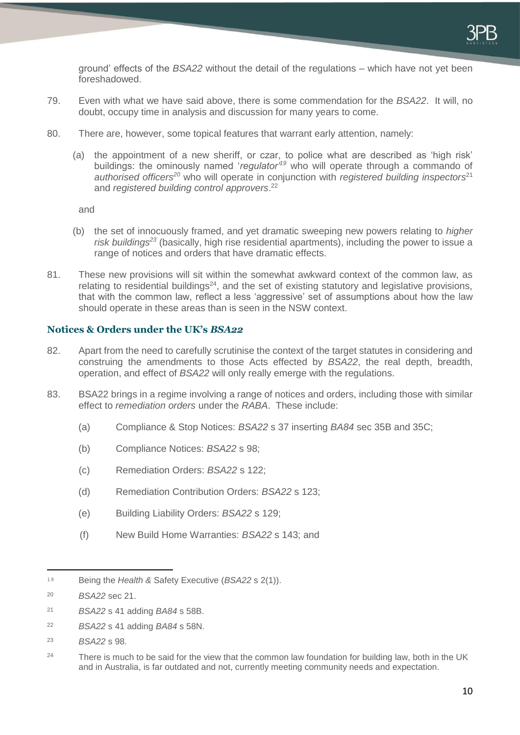ground' effects of the *BSA22* without the detail of the regulations – which have not yet been foreshadowed.

79. Even with what we have said above, there is some commendation for the *BSA22*. It will, no doubt, occupy time in analysis and discussion for many years to come.

80. There are, however, some topical features that warrant early attention, namely:

   (a) the appointment of a new sheriff, or czar, to police what are described as 'high risk' buildings: the ominously named '*regulator*'[19] who will operate through a commando of *authorised officers*[20] who will operate in conjunction with *registered building inspectors*[21] and *registered building control approvers*.[22]

   and

   (b) the set of innocuously framed, and yet dramatic sweeping new powers relating to *higher risk buildings*[23] (basically, high rise residential apartments), including the power to issue a range of notices and orders that have dramatic effects.

81. These new provisions will sit within the somewhat awkward context of the common law, as relating to residential buildings[24], and the set of existing statutory and legislative provisions, that with the common law, reflect a less 'aggressive' set of assumptions about how the law should operate in these areas than is seen in the NSW context.

### Notices & Orders under the UK's *BSA22*

82. Apart from the need to carefully scrutinise the context of the target statutes in considering and construing the amendments to those Acts effected by *BSA22*, the real depth, breadth, operation, and effect of *BSA22* will only really emerge with the regulations.

83. BSA22 brings in a regime involving a range of notices and orders, including those with similar effect to *remediation orders* under the *RABA*. These include:

   (a) Compliance & Stop Notices: *BSA22* s 37 inserting *BA84* sec 35B and 35C;

   (b) Compliance Notices: *BSA22* s 98;

   (c) Remediation Orders: *BSA22* s 122;

   (d) Remediation Contribution Orders: *BSA22* s 123;

   (e) Building Liability Orders: *BSA22* s 129;

   (f) New Build Home Warranties: *BSA22* s 143; and

---

[19] Being the *Health &* Safety Executive (*BSA22* s 2(1)).

[20] *BSA22* sec 21.

[21] *BSA22* s 41 adding *BA84* s 58B.

[22] *BSA22* s 41 adding *BA84* s 58N.

[23] *BSA22* s 98.

[24] There is much to be said for the view that the common law foundation for building law, both in the UK and in Australia, is far outdated and not, currently meeting community needs and expectation.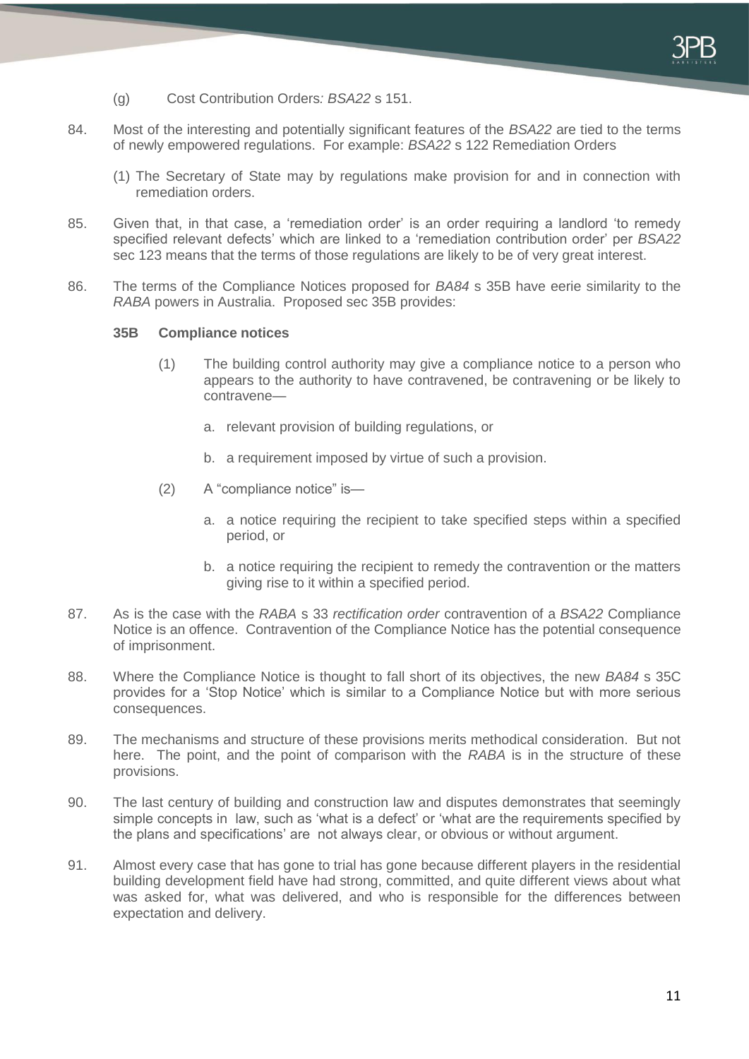(g) Cost Contribution Orders*: BSA22* s 151.

84. Most of the interesting and potentially significant features of the *BSA22* are tied to the terms of newly empowered regulations. For example: *BSA22* s 122 Remediation Orders

    (1) The Secretary of State may by regulations make provision for and in connection with remediation orders.

85. Given that, in that case, a 'remediation order' is an order requiring a landlord 'to remedy specified relevant defects' which are linked to a 'remediation contribution order' per *BSA22* sec 123 means that the terms of those regulations are likely to be of very great interest.

86. The terms of the Compliance Notices proposed for *BA84* s 35B have eerie similarity to the *RABA* powers in Australia. Proposed sec 35B provides:

    **35B Compliance notices**

    (1) The building control authority may give a compliance notice to a person who appears to the authority to have contravened, be contravening or be likely to contravene—

    a. relevant provision of building regulations, or

    b. a requirement imposed by virtue of such a provision.

    (2) A "compliance notice" is—

    a. a notice requiring the recipient to take specified steps within a specified period, or

    b. a notice requiring the recipient to remedy the contravention or the matters giving rise to it within a specified period.

87. As is the case with the *RABA* s 33 *rectification order* contravention of a *BSA22* Compliance Notice is an offence. Contravention of the Compliance Notice has the potential consequence of imprisonment.

88. Where the Compliance Notice is thought to fall short of its objectives, the new *BA84* s 35C provides for a 'Stop Notice' which is similar to a Compliance Notice but with more serious consequences.

89. The mechanisms and structure of these provisions merits methodical consideration. But not here. The point, and the point of comparison with the *RABA* is in the structure of these provisions.

90. The last century of building and construction law and disputes demonstrates that seemingly simple concepts in law, such as 'what is a defect' or 'what are the requirements specified by the plans and specifications' are not always clear, or obvious or without argument.

91. Almost every case that has gone to trial has gone because different players in the residential building development field have had strong, committed, and quite different views about what was asked for, what was delivered, and who is responsible for the differences between expectation and delivery.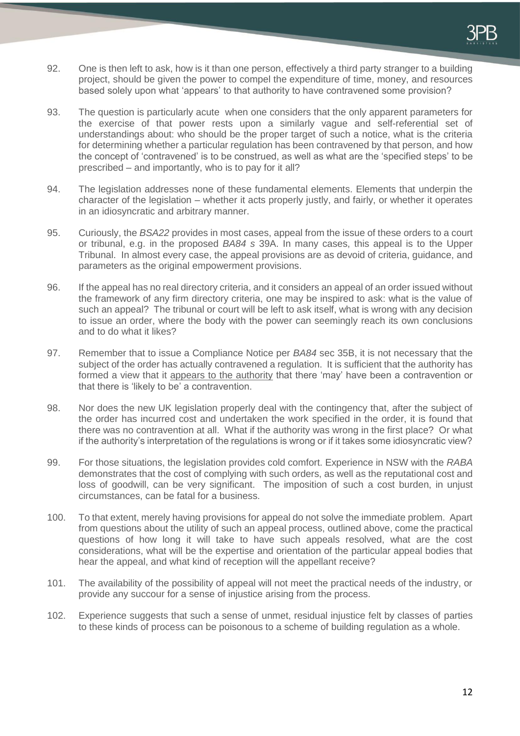92. One is then left to ask, how is it than one person, effectively a third party stranger to a building project, should be given the power to compel the expenditure of time, money, and resources based solely upon what 'appears' to that authority to have contravened some provision?

93. The question is particularly acute when one considers that the only apparent parameters for the exercise of that power rests upon a similarly vague and self-referential set of understandings about: who should be the proper target of such a notice, what is the criteria for determining whether a particular regulation has been contravened by that person, and how the concept of 'contravened' is to be construed, as well as what are the 'specified steps' to be prescribed – and importantly, who is to pay for it all?

94. The legislation addresses none of these fundamental elements. Elements that underpin the character of the legislation – whether it acts properly justly, and fairly, or whether it operates in an idiosyncratic and arbitrary manner.

95. Curiously, the *BSA22* provides in most cases, appeal from the issue of these orders to a court or tribunal, e.g. in the proposed *BA84 s* 39A. In many cases, this appeal is to the Upper Tribunal. In almost every case, the appeal provisions are as devoid of criteria, guidance, and parameters as the original empowerment provisions.

96. If the appeal has no real directory criteria, and it considers an appeal of an order issued without the framework of any firm directory criteria, one may be inspired to ask: what is the value of such an appeal? The tribunal or court will be left to ask itself, what is wrong with any decision to issue an order, where the body with the power can seemingly reach its own conclusions and to do what it likes?

97. Remember that to issue a Compliance Notice per *BA84* sec 35B, it is not necessary that the subject of the order has actually contravened a regulation. It is sufficient that the authority has formed a view that it <u>appears to the authority</u> that there 'may' have been a contravention or that there is 'likely to be' a contravention.

98. Nor does the new UK legislation properly deal with the contingency that, after the subject of the order has incurred cost and undertaken the work specified in the order, it is found that there was no contravention at all. What if the authority was wrong in the first place? Or what if the authority's interpretation of the regulations is wrong or if it takes some idiosyncratic view?

99. For those situations, the legislation provides cold comfort. Experience in NSW with the *RABA* demonstrates that the cost of complying with such orders, as well as the reputational cost and loss of goodwill, can be very significant. The imposition of such a cost burden, in unjust circumstances, can be fatal for a business.

100. To that extent, merely having provisions for appeal do not solve the immediate problem. Apart from questions about the utility of such an appeal process, outlined above, come the practical questions of how long it will take to have such appeals resolved, what are the cost considerations, what will be the expertise and orientation of the particular appeal bodies that hear the appeal, and what kind of reception will the appellant receive?

101. The availability of the possibility of appeal will not meet the practical needs of the industry, or provide any succour for a sense of injustice arising from the process.

102. Experience suggests that such a sense of unmet, residual injustice felt by classes of parties to these kinds of process can be poisonous to a scheme of building regulation as a whole.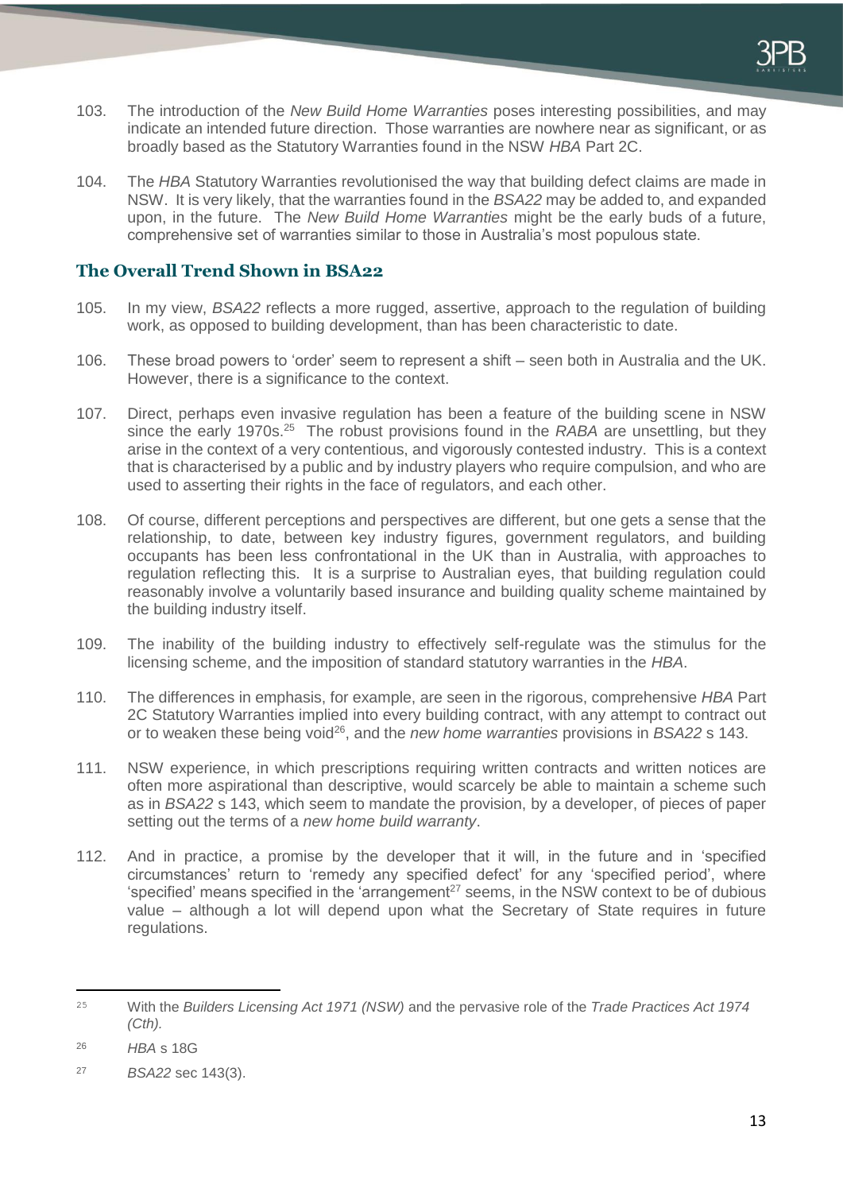103. The introduction of the *New Build Home Warranties* poses interesting possibilities, and may indicate an intended future direction. Those warranties are nowhere near as significant, or as broadly based as the Statutory Warranties found in the NSW *HBA* Part 2C.

104. The *HBA* Statutory Warranties revolutionised the way that building defect claims are made in NSW. It is very likely, that the warranties found in the *BSA22* may be added to, and expanded upon, in the future. The *New Build Home Warranties* might be the early buds of a future, comprehensive set of warranties similar to those in Australia's most populous state.

## The Overall Trend Shown in BSA22

105. In my view, *BSA22* reflects a more rugged, assertive, approach to the regulation of building work, as opposed to building development, than has been characteristic to date.

106. These broad powers to 'order' seem to represent a shift – seen both in Australia and the UK. However, there is a significance to the context.

107. Direct, perhaps even invasive regulation has been a feature of the building scene in NSW since the early 1970s.[25] The robust provisions found in the *RABA* are unsettling, but they arise in the context of a very contentious, and vigorously contested industry. This is a context that is characterised by a public and by industry players who require compulsion, and who are used to asserting their rights in the face of regulators, and each other.

108. Of course, different perceptions and perspectives are different, but one gets a sense that the relationship, to date, between key industry figures, government regulators, and building occupants has been less confrontational in the UK than in Australia, with approaches to regulation reflecting this. It is a surprise to Australian eyes, that building regulation could reasonably involve a voluntarily based insurance and building quality scheme maintained by the building industry itself.

109. The inability of the building industry to effectively self-regulate was the stimulus for the licensing scheme, and the imposition of standard statutory warranties in the *HBA*.

110. The differences in emphasis, for example, are seen in the rigorous, comprehensive *HBA* Part 2C Statutory Warranties implied into every building contract, with any attempt to contract out or to weaken these being void[26], and the *new home warranties* provisions in *BSA22* s 143.

111. NSW experience, in which prescriptions requiring written contracts and written notices are often more aspirational than descriptive, would scarcely be able to maintain a scheme such as in *BSA22* s 143, which seem to mandate the provision, by a developer, of pieces of paper setting out the terms of a *new home build warranty*.

112. And in practice, a promise by the developer that it will, in the future and in 'specified circumstances' return to 'remedy any specified defect' for any 'specified period', where 'specified' means specified in the 'arrangement[27] seems, in the NSW context to be of dubious value – although a lot will depend upon what the Secretary of State requires in future regulations.

---

[25] With the *Builders Licensing Act 1971 (NSW)* and the pervasive role of the *Trade Practices Act 1974 (Cth).*

[26] *HBA* s 18G

[27] *BSA22* sec 143(3).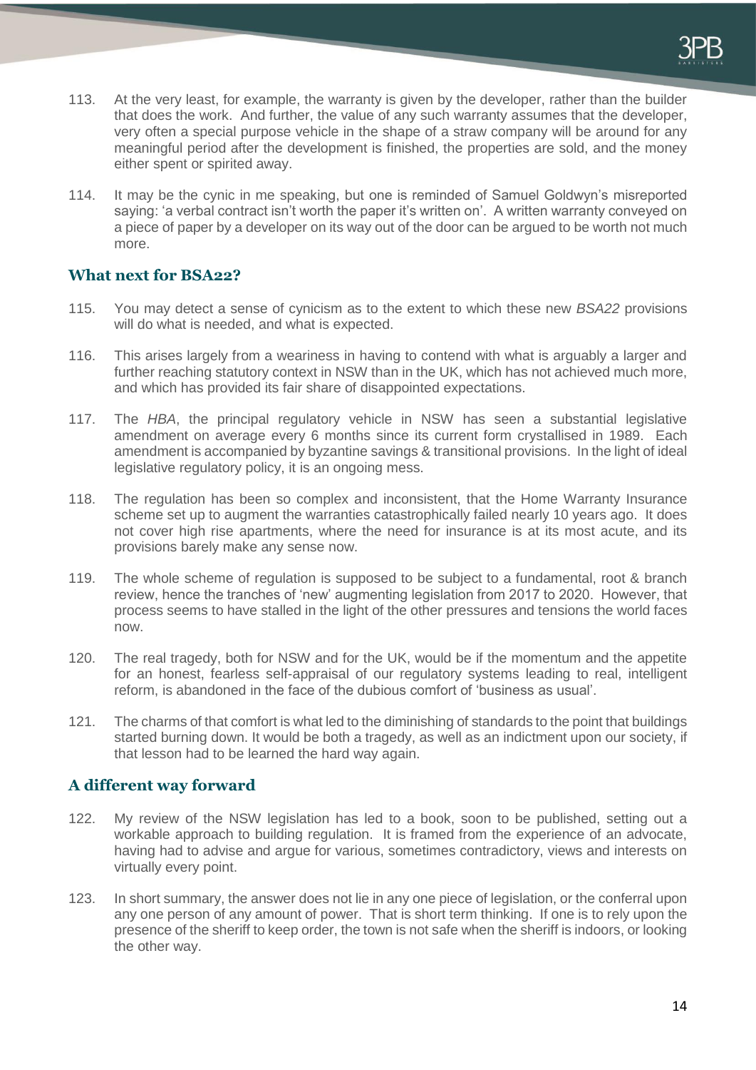113. At the very least, for example, the warranty is given by the developer, rather than the builder that does the work. And further, the value of any such warranty assumes that the developer, very often a special purpose vehicle in the shape of a straw company will be around for any meaningful period after the development is finished, the properties are sold, and the money either spent or spirited away.

114. It may be the cynic in me speaking, but one is reminded of Samuel Goldwyn's misreported saying: 'a verbal contract isn't worth the paper it's written on'. A written warranty conveyed on a piece of paper by a developer on its way out of the door can be argued to be worth not much more.

## What next for BSA22?

115. You may detect a sense of cynicism as to the extent to which these new *BSA22* provisions will do what is needed, and what is expected.

116. This arises largely from a weariness in having to contend with what is arguably a larger and further reaching statutory context in NSW than in the UK, which has not achieved much more, and which has provided its fair share of disappointed expectations.

117. The *HBA*, the principal regulatory vehicle in NSW has seen a substantial legislative amendment on average every 6 months since its current form crystallised in 1989. Each amendment is accompanied by byzantine savings & transitional provisions. In the light of ideal legislative regulatory policy, it is an ongoing mess.

118. The regulation has been so complex and inconsistent, that the Home Warranty Insurance scheme set up to augment the warranties catastrophically failed nearly 10 years ago. It does not cover high rise apartments, where the need for insurance is at its most acute, and its provisions barely make any sense now.

119. The whole scheme of regulation is supposed to be subject to a fundamental, root & branch review, hence the tranches of 'new' augmenting legislation from 2017 to 2020. However, that process seems to have stalled in the light of the other pressures and tensions the world faces now.

120. The real tragedy, both for NSW and for the UK, would be if the momentum and the appetite for an honest, fearless self-appraisal of our regulatory systems leading to real, intelligent reform, is abandoned in the face of the dubious comfort of 'business as usual'.

121. The charms of that comfort is what led to the diminishing of standards to the point that buildings started burning down. It would be both a tragedy, as well as an indictment upon our society, if that lesson had to be learned the hard way again.

## A different way forward

122. My review of the NSW legislation has led to a book, soon to be published, setting out a workable approach to building regulation. It is framed from the experience of an advocate, having had to advise and argue for various, sometimes contradictory, views and interests on virtually every point.

123. In short summary, the answer does not lie in any one piece of legislation, or the conferral upon any one person of any amount of power. That is short term thinking. If one is to rely upon the presence of the sheriff to keep order, the town is not safe when the sheriff is indoors, or looking the other way.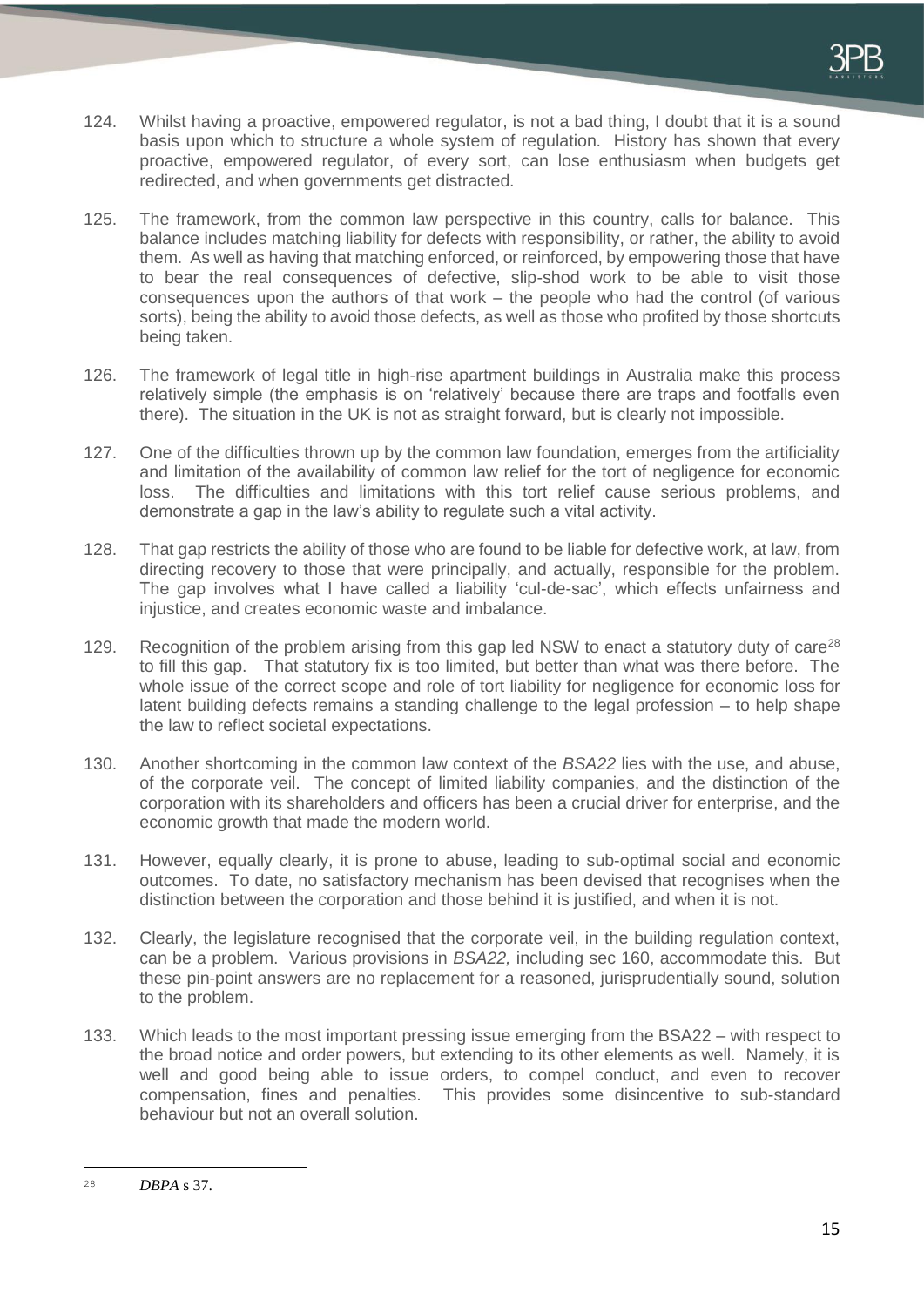124. Whilst having a proactive, empowered regulator, is not a bad thing, I doubt that it is a sound basis upon which to structure a whole system of regulation. History has shown that every proactive, empowered regulator, of every sort, can lose enthusiasm when budgets get redirected, and when governments get distracted.

125. The framework, from the common law perspective in this country, calls for balance. This balance includes matching liability for defects with responsibility, or rather, the ability to avoid them. As well as having that matching enforced, or reinforced, by empowering those that have to bear the real consequences of defective, slip-shod work to be able to visit those consequences upon the authors of that work – the people who had the control (of various sorts), being the ability to avoid those defects, as well as those who profited by those shortcuts being taken.

126. The framework of legal title in high-rise apartment buildings in Australia make this process relatively simple (the emphasis is on 'relatively' because there are traps and footfalls even there). The situation in the UK is not as straight forward, but is clearly not impossible.

127. One of the difficulties thrown up by the common law foundation, emerges from the artificiality and limitation of the availability of common law relief for the tort of negligence for economic loss. The difficulties and limitations with this tort relief cause serious problems, and demonstrate a gap in the law's ability to regulate such a vital activity.

128. That gap restricts the ability of those who are found to be liable for defective work, at law, from directing recovery to those that were principally, and actually, responsible for the problem. The gap involves what I have called a liability 'cul-de-sac', which effects unfairness and injustice, and creates economic waste and imbalance.

129. Recognition of the problem arising from this gap led NSW to enact a statutory duty of care[28] to fill this gap. That statutory fix is too limited, but better than what was there before. The whole issue of the correct scope and role of tort liability for negligence for economic loss for latent building defects remains a standing challenge to the legal profession – to help shape the law to reflect societal expectations.

130. Another shortcoming in the common law context of the *BSA22* lies with the use, and abuse, of the corporate veil. The concept of limited liability companies, and the distinction of the corporation with its shareholders and officers has been a crucial driver for enterprise, and the economic growth that made the modern world.

131. However, equally clearly, it is prone to abuse, leading to sub-optimal social and economic outcomes. To date, no satisfactory mechanism has been devised that recognises when the distinction between the corporation and those behind it is justified, and when it is not.

132. Clearly, the legislature recognised that the corporate veil, in the building regulation context, can be a problem. Various provisions in *BSA22,* including sec 160, accommodate this. But these pin-point answers are no replacement for a reasoned, jurisprudentially sound, solution to the problem.

133. Which leads to the most important pressing issue emerging from the BSA22 – with respect to the broad notice and order powers, but extending to its other elements as well. Namely, it is well and good being able to issue orders, to compel conduct, and even to recover compensation, fines and penalties. This provides some disincentive to sub-standard behaviour but not an overall solution.

---

[28] *DBPA* s 37.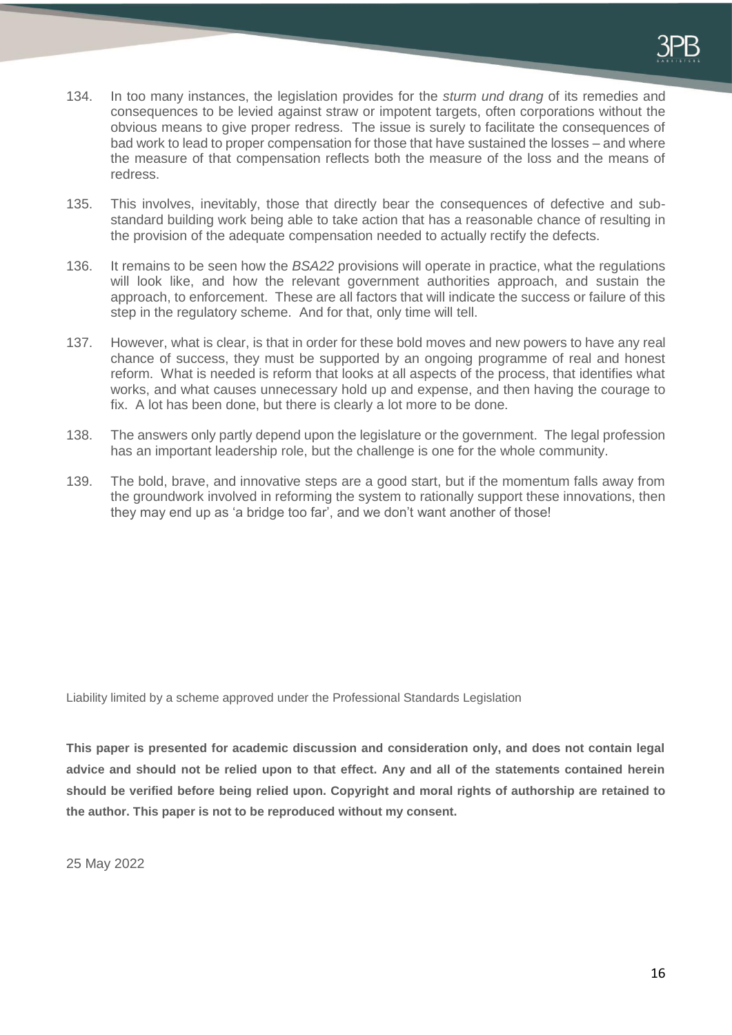134. In too many instances, the legislation provides for the *sturm und drang* of its remedies and consequences to be levied against straw or impotent targets, often corporations without the obvious means to give proper redress. The issue is surely to facilitate the consequences of bad work to lead to proper compensation for those that have sustained the losses – and where the measure of that compensation reflects both the measure of the loss and the means of redress.

135. This involves, inevitably, those that directly bear the consequences of defective and sub-standard building work being able to take action that has a reasonable chance of resulting in the provision of the adequate compensation needed to actually rectify the defects.

136. It remains to be seen how the *BSA22* provisions will operate in practice, what the regulations will look like, and how the relevant government authorities approach, and sustain the approach, to enforcement. These are all factors that will indicate the success or failure of this step in the regulatory scheme. And for that, only time will tell.

137. However, what is clear, is that in order for these bold moves and new powers to have any real chance of success, they must be supported by an ongoing programme of real and honest reform. What is needed is reform that looks at all aspects of the process, that identifies what works, and what causes unnecessary hold up and expense, and then having the courage to fix. A lot has been done, but there is clearly a lot more to be done.

138. The answers only partly depend upon the legislature or the government. The legal profession has an important leadership role, but the challenge is one for the whole community.

139. The bold, brave, and innovative steps are a good start, but if the momentum falls away from the groundwork involved in reforming the system to rationally support these innovations, then they may end up as 'a bridge too far', and we don't want another of those!

Liability limited by a scheme approved under the Professional Standards Legislation

**This paper is presented for academic discussion and consideration only, and does not contain legal advice and should not be relied upon to that effect. Any and all of the statements contained herein should be verified before being relied upon. Copyright and moral rights of authorship are retained to the author. This paper is not to be reproduced without my consent.**

25 May 2022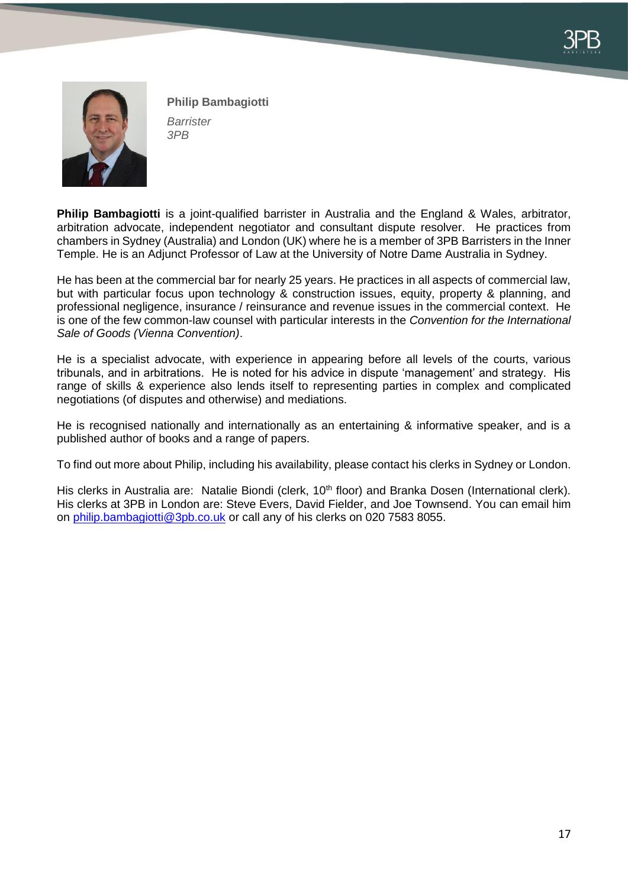**Philip Bambagiotti**

*Barrister*
*3PB*

**Philip Bambagiotti** is a joint-qualified barrister in Australia and the England & Wales, arbitrator, arbitration advocate, independent negotiator and consultant dispute resolver. He practices from chambers in Sydney (Australia) and London (UK) where he is a member of 3PB Barristers in the Inner Temple. He is an Adjunct Professor of Law at the University of Notre Dame Australia in Sydney.

He has been at the commercial bar for nearly 25 years. He practices in all aspects of commercial law, but with particular focus upon technology & construction issues, equity, property & planning, and professional negligence, insurance / reinsurance and revenue issues in the commercial context. He is one of the few common-law counsel with particular interests in the *Convention for the International Sale of Goods (Vienna Convention)*.

He is a specialist advocate, with experience in appearing before all levels of the courts, various tribunals, and in arbitrations. He is noted for his advice in dispute 'management' and strategy. His range of skills & experience also lends itself to representing parties in complex and complicated negotiations (of disputes and otherwise) and mediations.

He is recognised nationally and internationally as an entertaining & informative speaker, and is a published author of books and a range of papers.

To find out more about Philip, including his availability, please contact his clerks in Sydney or London.

His clerks in Australia are: Natalie Biondi (clerk, 10th floor) and Branka Dosen (International clerk). His clerks at 3PB in London are: Steve Evers, David Fielder, and Joe Townsend. You can email him on [philip.bambagiotti@3pb.co.uk](mailto:philip.bambagiotti@3pb.co.uk) or call any of his clerks on 020 7583 8055.